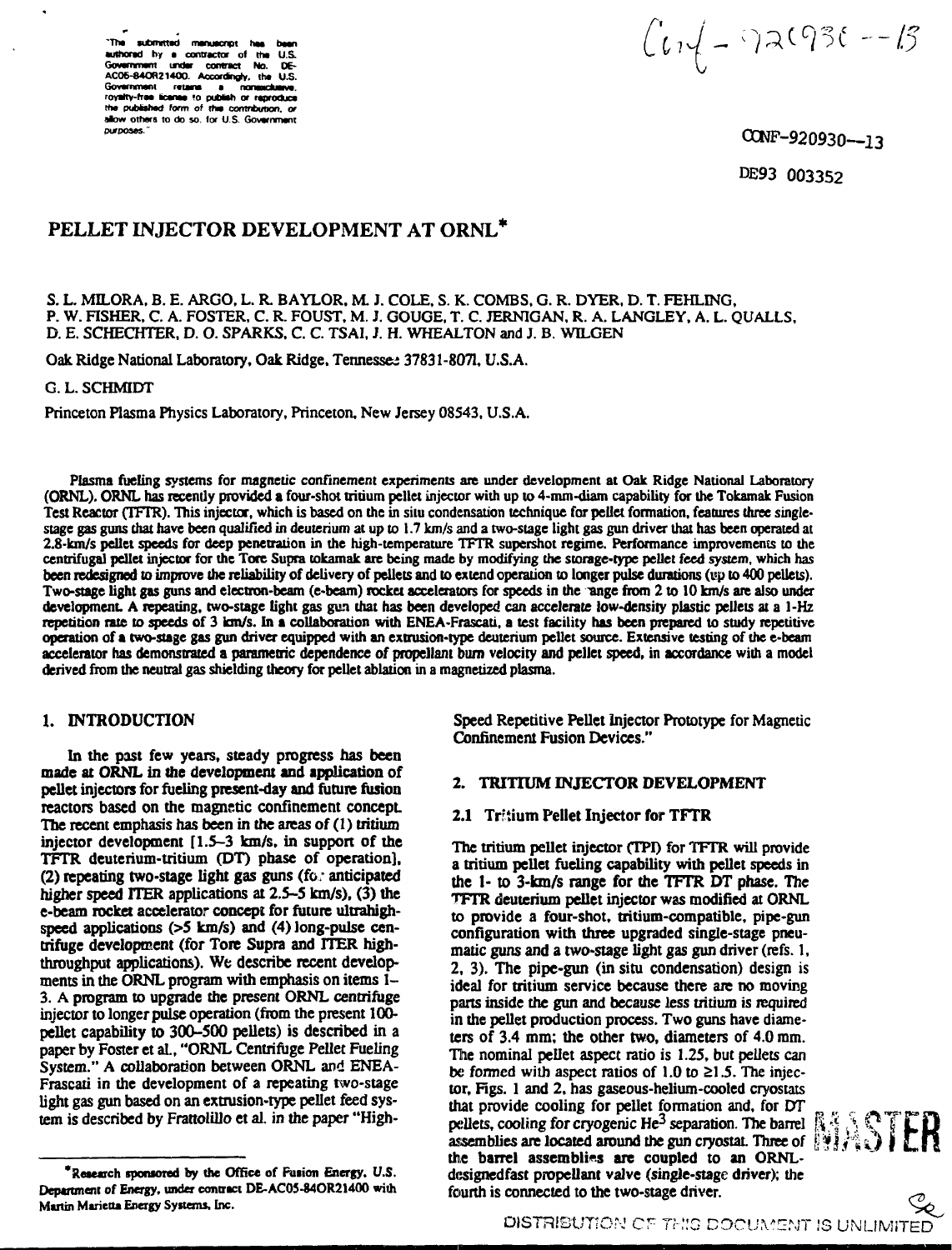"The submitted manuscript has been authored by a contractor of the U.S. Government under contract No. DE-AC05-84OR21400. Accordingly, the U.S. Government retains a nonexclusive, royalty-free license to publish or reproduce the published form of this contribution, or allow others to do so, for U.S. Government purposes."

Conf-920930--13

CONF-920930--13

DE93 003352

# PELLET INJECTOR DEVELOPMENT AT ORNL*

S. L. MILORA, B. E. ARGO, L. R. BAYLOR, M. J. COLE, S. K. COMBS, G. R. DYER, D. T. FEHLING, P. W. FISHER, C. A. FOSTER, C. R. FOUST, M. J. GOUGE, T. C. JERNIGAN, R. A. LANGLEY, A. L. QUALLS, D. E. SCHECHTER, D. O. SPARKS, C. C. TSAI, J. H. WHEALTON and J. B. WILGEN

Oak Ridge National Laboratory, Oak Ridge, Tennessee 37831-8071, U.S.A.

G. L. SCHMIDT

Princeton Plasma Physics Laboratory, Princeton, New Jersey 08543, U.S.A.

Plasma fueling systems for magnetic confinement experiments are under development at Oak Ridge National Laboratory (ORNL). ORNL has recently provided a four-shot tritium pellet injector with up to 4-mm-diam capability for the Tokamak Fusion Test Reactor (TFTR). This injector, which is based on the in situ condensation technique for pellet formation, features three single-stage gas guns that have been qualified in deuterium at up to 1.7 km/s and a two-stage light gas gun driver that has been operated at 2.8-km/s pellet speeds for deep penetration in the high-temperature TFTR supershot regime. Performance improvements to the centrifugal pellet injector for the Tore Supra tokamak are being made by modifying the storage-type pellet feed system, which has been redesigned to improve the reliability of delivery of pellets and to extend operation to longer pulse durations (up to 400 pellets). Two-stage light gas guns and electron-beam (e-beam) rocket accelerators for speeds in the range from 2 to 10 km/s are also under development. A repeating, two-stage light gas gun that has been developed can accelerate low-density plastic pellets at a 1-Hz repetition rate to speeds of 3 km/s. In a collaboration with ENEA-Frascati, a test facility has been prepared to study repetitive operation of a two-stage gas gun driver equipped with an extrusion-type deuterium pellet source. Extensive testing of the e-beam accelerator has demonstrated a parametric dependence of propellant burn velocity and pellet speed, in accordance with a model derived from the neutral gas shielding theory for pellet ablation in a magnetized plasma.

## 1. INTRODUCTION

In the past few years, steady progress has been made at ORNL in the development and application of pellet injectors for fueling present-day and future fusion reactors based on the magnetic confinement concept. The recent emphasis has been in the areas of (1) tritium injector development [1.5–3 km/s, in support of the TFTR deuterium-tritium (DT) phase of operation], (2) repeating two-stage light gas guns (for anticipated higher speed ITER applications at 2.5–5 km/s), (3) the e-beam rocket accelerator concept for future ultrahigh-speed applications (>5 km/s) and (4) long-pulse centrifuge development (for Tore Supra and ITER high-throughput applications). We describe recent developments in the ORNL program with emphasis on items 1–3. A program to upgrade the present ORNL centrifuge injector to longer pulse operation (from the present 100-pellet capability to 300–500 pellets) is described in a paper by Foster et al., "ORNL Centrifuge Pellet Fueling System." A collaboration between ORNL and ENEA-Frascati in the development of a repeating two-stage light gas gun based on an extrusion-type pellet feed system is described by Frattolillo et al. in the paper "High-Speed Repetitive Pellet Injector Prototype for Magnetic Confinement Fusion Devices."

## 2. TRITIUM INJECTOR DEVELOPMENT

### 2.1 Tritium Pellet Injector for TFTR

The tritium pellet injector (TPI) for TFTR will provide a tritium pellet fueling capability with pellet speeds in the 1- to 3-km/s range for the TFTR DT phase. The TFTR deuterium pellet injector was modified at ORNL to provide a four-shot, tritium-compatible, pipe-gun configuration with three upgraded single-stage pneumatic guns and a two-stage light gas gun driver (refs. 1, 2, 3). The pipe-gun (in situ condensation) design is ideal for tritium service because there are no moving parts inside the gun and because less tritium is required in the pellet production process. Two guns have diameters of 3.4 mm; the other two, diameters of 4.0 mm. The nominal pellet aspect ratio is 1.25, but pellets can be formed with aspect ratios of 1.0 to ≥1.5. The injector, Figs. 1 and 2, has gaseous-helium-cooled cryostats that provide cooling for pellet formation and, for DT pellets, cooling for cryogenic $He^3$ separation. The barrel assemblies are located around the gun cryostat. Three of the barrel assemblies are coupled to an ORNL-designedfast propellant valve (single-stage driver); the fourth is connected to the two-stage driver.

MASTER

*Research sponsored by the Office of Fusion Energy, U.S. Department of Energy, under contract DE-AC05-84OR21400 with Martin Marietta Energy Systems, Inc.

DISTRIBUTION OF THIS DOCUMENT IS UNLIMITED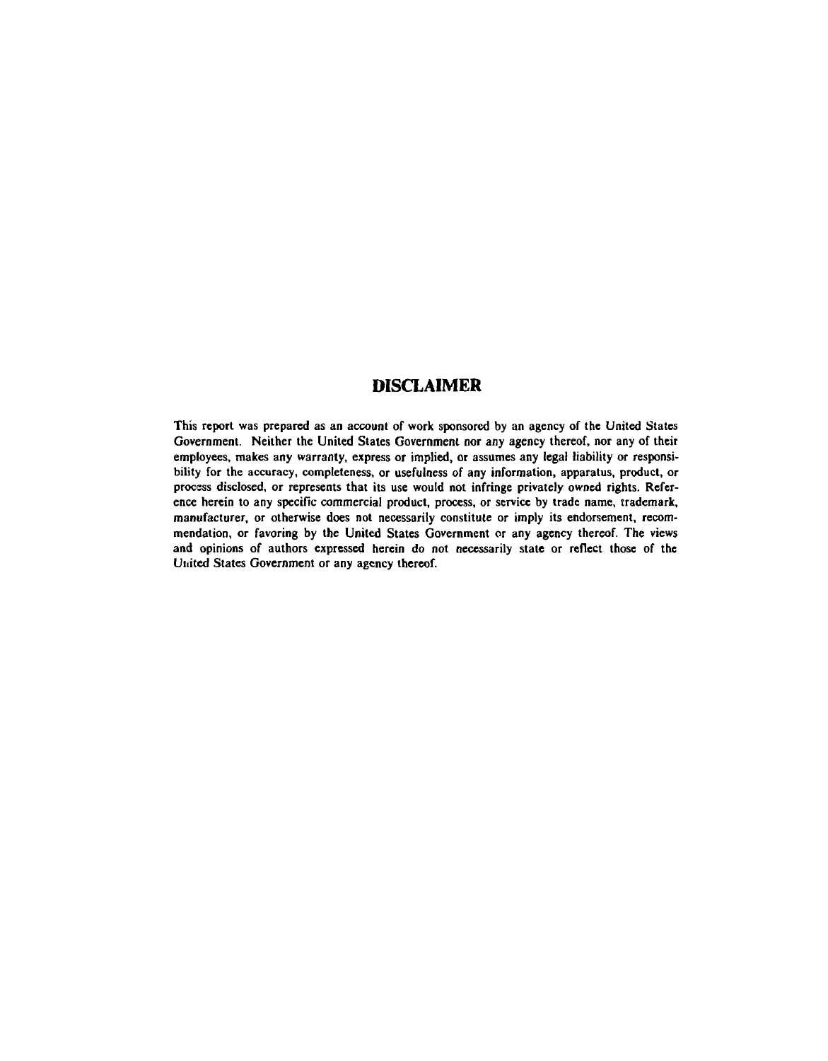## DISCLAIMER

This report was prepared as an account of work sponsored by an agency of the United States Government. Neither the United States Government nor any agency thereof, nor any of their employees, makes any warranty, express or implied, or assumes any legal liability or responsibility for the accuracy, completeness, or usefulness of any information, apparatus, product, or process disclosed, or represents that its use would not infringe privately owned rights. Reference herein to any specific commercial product, process, or service by trade name, trademark, manufacturer, or otherwise does not necessarily constitute or imply its endorsement, recommendation, or favoring by the United States Government or any agency thereof. The views and opinions of authors expressed herein do not necessarily state or reflect those of the United States Government or any agency thereof.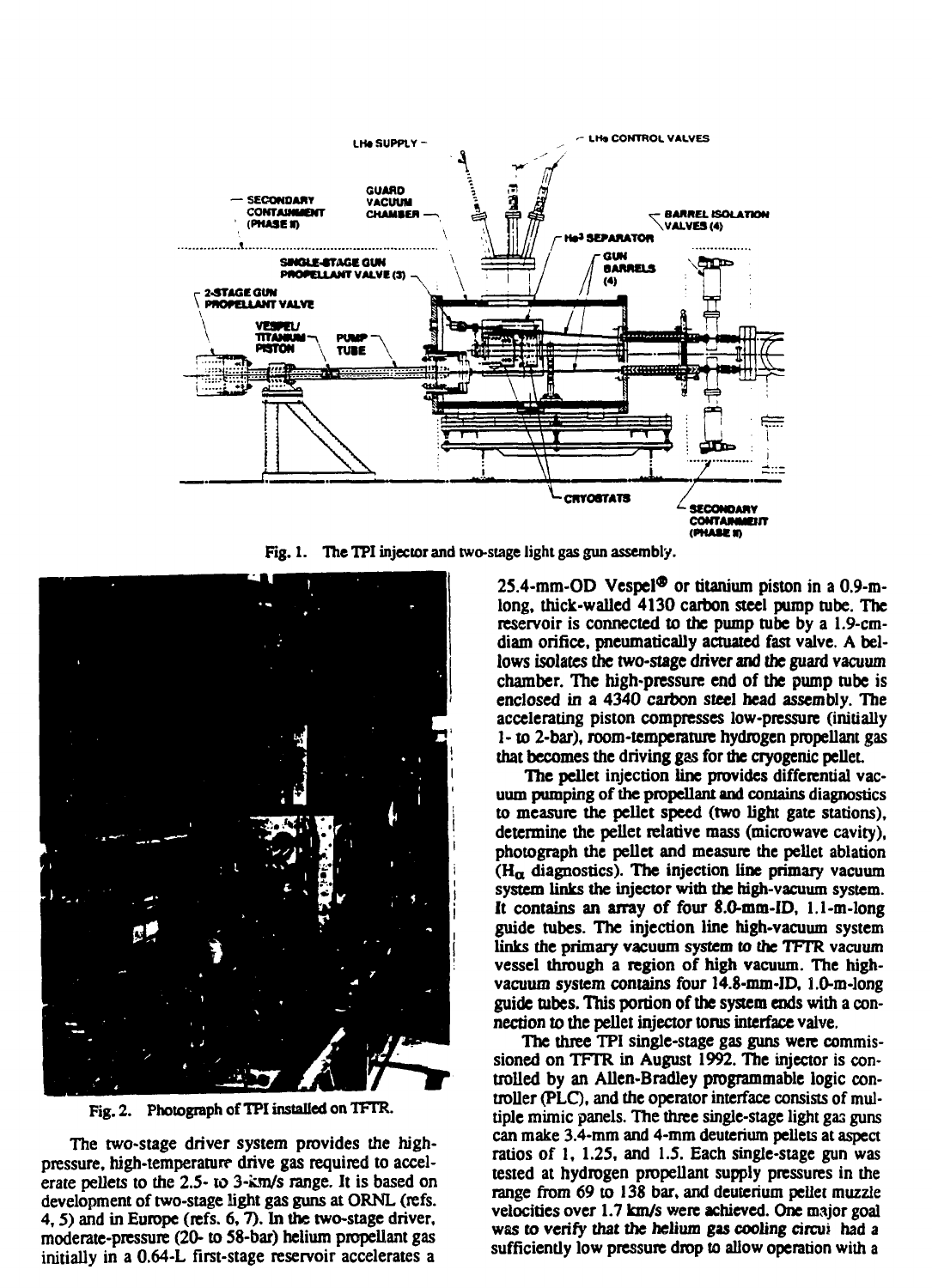Fig. 1. The TPI injector and two-stage light gas gun assembly.

Fig. 2. Photograph of TPI installed on TFTR.

The two-stage driver system provides the high-pressure, high-temperature drive gas required to accelerate pellets to the 2.5- to 3-km/s range. It is based on development of two-stage light gas guns at ORNL (refs. 4, 5) and in Europe (refs. 6, 7). In the two-stage driver, moderate-pressure (20- to 58-bar) helium propellant gas initially in a 0.64-L first-stage reservoir accelerates a 25.4-mm-OD Vespel® or titanium piston in a 0.9-m-long, thick-walled 4130 carbon steel pump tube. The reservoir is connected to the pump tube by a 1.9-cm-diam orifice, pneumatically actuated fast valve. A bellows isolates the two-stage driver and the guard vacuum chamber. The high-pressure end of the pump tube is enclosed in a 4340 carbon steel head assembly. The accelerating piston compresses low-pressure (initially 1- to 2-bar), room-temperature hydrogen propellant gas that becomes the driving gas for the cryogenic pellet.

The pellet injection line provides differential vacuum pumping of the propellant and contains diagnostics to measure the pellet speed (two light gate stations), determine the pellet relative mass (microwave cavity), photograph the pellet and measure the pellet ablation ($H_\alpha$ diagnostics). The injection line primary vacuum system links the injector with the high-vacuum system. It contains an array of four 8.0-mm-ID, 1.1-m-long guide tubes. The injection line high-vacuum system links the primary vacuum system to the TFTR vacuum vessel through a region of high vacuum. The high-vacuum system contains four 14.8-mm-ID, 1.0-m-long guide tubes. This portion of the system ends with a connection to the pellet injector torus interface valve.

The three TPI single-stage gas guns were commissioned on TFTR in August 1992. The injector is controlled by an Allen-Bradley programmable logic controller (PLC), and the operator interface consists of multiple mimic panels. The three single-stage light gas guns can make 3.4-mm and 4-mm deuterium pellets at aspect ratios of 1, 1.25, and 1.5. Each single-stage gun was tested at hydrogen propellant supply pressures in the range from 69 to 138 bar, and deuterium pellet muzzle velocities over 1.7 km/s were achieved. One major goal was to verify that the helium gas cooling circuit had a sufficiently low pressure drop to allow operation with a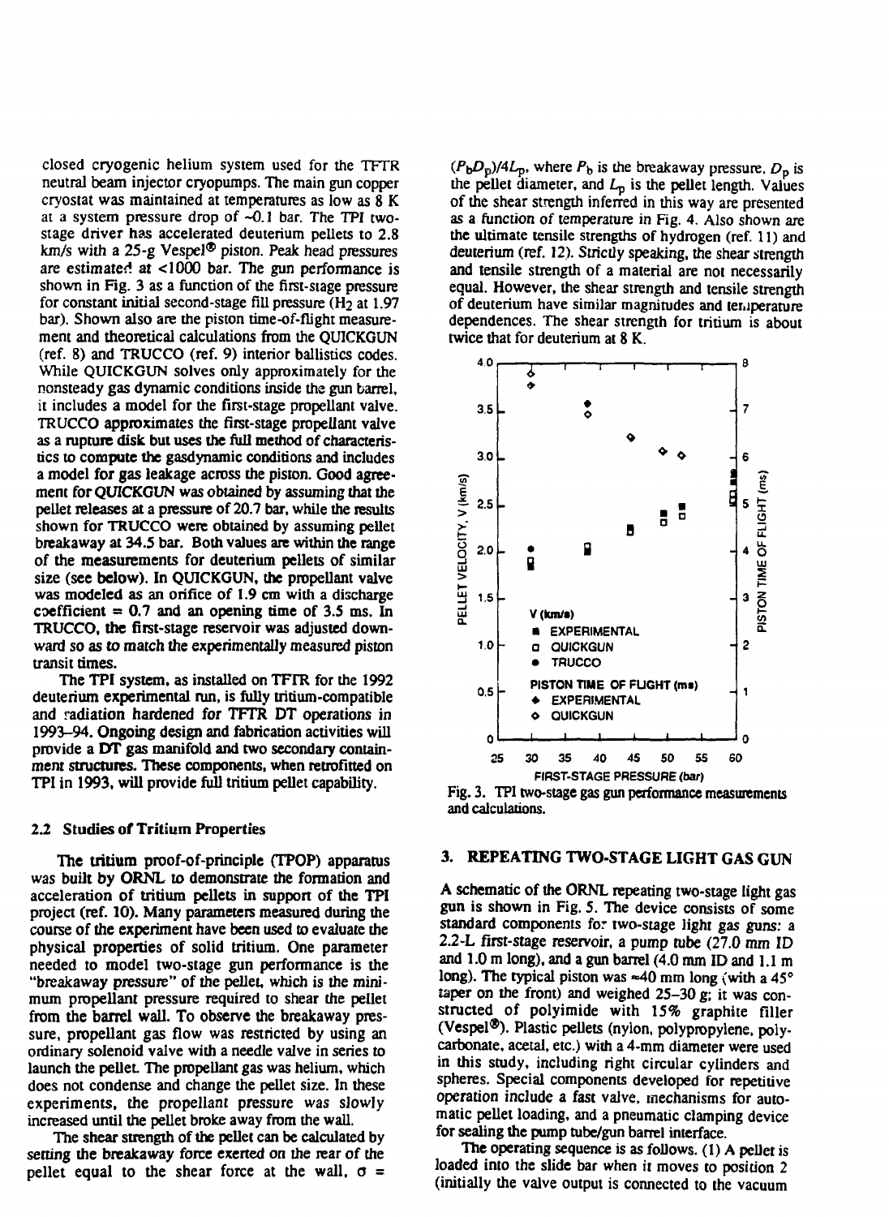closed cryogenic helium system used for the TFTR neutral beam injector cryopumps. The main gun copper cryostat was maintained at temperatures as low as 8 K at a system pressure drop of ~0.1 bar. The TPI two-stage driver has accelerated deuterium pellets to 2.8 km/s with a 25-g Vespel® piston. Peak head pressures are estimated at <1000 bar. The gun performance is shown in Fig. 3 as a function of the first-stage pressure for constant initial second-stage fill pressure ($H_2$ at 1.97 bar). Shown also are the piston time-of-flight measurement and theoretical calculations from the QUICKGUN (ref. 8) and TRUCCO (ref. 9) interior ballistics codes. While QUICKGUN solves only approximately for the nonsteady gas dynamic conditions inside the gun barrel, it includes a model for the first-stage propellant valve. TRUCCO approximates the first-stage propellant valve as a rupture disk but uses the full method of characteristics to compute the gasdynamic conditions and includes a model for gas leakage across the piston. Good agreement for QUICKGUN was obtained by assuming that the pellet releases at a pressure of 20.7 bar, while the results shown for TRUCCO were obtained by assuming pellet breakaway at 34.5 bar. Both values are within the range of the measurements for deuterium pellets of similar size (see below). In QUICKGUN, the propellant valve was modeled as an orifice of 1.9 cm with a discharge coefficient = 0.7 and an opening time of 3.5 ms. In TRUCCO, the first-stage reservoir was adjusted downward so as to match the experimentally measured piston transit times.

The TPI system, as installed on TFTR for the 1992 deuterium experimental run, is fully tritium-compatible and radiation hardened for TFTR DT operations in 1993–94. Ongoing design and fabrication activities will provide a DT gas manifold and two secondary containment structures. These components, when retrofitted on TPI in 1993, will provide full tritium pellet capability.

## 2.2 Studies of Tritium Properties

The tritium proof-of-principle (TPOP) apparatus was built by ORNL to demonstrate the formation and acceleration of tritium pellets in support of the TPI project (ref. 10). Many parameters measured during the course of the experiment have been used to evaluate the physical properties of solid tritium. One parameter needed to model two-stage gun performance is the "breakaway pressure" of the pellet, which is the minimum propellant pressure required to shear the pellet from the barrel wall. To observe the breakaway pressure, propellant gas flow was restricted by using an ordinary solenoid valve with a needle valve in series to launch the pellet. The propellant gas was helium, which does not condense and change the pellet size. In these experiments, the propellant pressure was slowly increased until the pellet broke away from the wall.

The shear strength of the pellet can be calculated by setting the breakaway force exerted on the rear of the pellet equal to the shear force at the wall, $\sigma = (P_b D_p)/4L_p$, where $P_b$ is the breakaway pressure, $D_p$ is the pellet diameter, and $L_p$ is the pellet length. Values of the shear strength inferred in this way are presented as a function of temperature in Fig. 4. Also shown are the ultimate tensile strengths of hydrogen (ref. 11) and deuterium (ref. 12). Strictly speaking, the shear strength and tensile strength of a material are not necessarily equal. However, the shear strength and tensile strength of deuterium have similar magnitudes and temperature dependences. The shear strength for tritium is about twice that for deuterium at 8 K.

Fig. 3. TPI two-stage gas gun performance measurements and calculations.

## 3. REPEATING TWO-STAGE LIGHT GAS GUN

A schematic of the ORNL repeating two-stage light gas gun is shown in Fig. 5. The device consists of some standard components for two-stage light gas guns: a 2.2-L first-stage reservoir, a pump tube (27.0 mm ID and 1.0 m long), and a gun barrel (4.0 mm ID and 1.1 m long). The typical piston was ≈40 mm long (with a 45° taper on the front) and weighed 25–30 g; it was constructed of polyimide with 15% graphite filler (Vespel®). Plastic pellets (nylon, polypropylene, polycarbonate, acetal, etc.) with a 4-mm diameter were used in this study, including right circular cylinders and spheres. Special components developed for repetitive operation include a fast valve, mechanisms for automatic pellet loading, and a pneumatic clamping device for sealing the pump tube/gun barrel interface.

The operating sequence is as follows. (1) A pellet is loaded into the slide bar when it moves to position 2 (initially the valve output is connected to the vacuum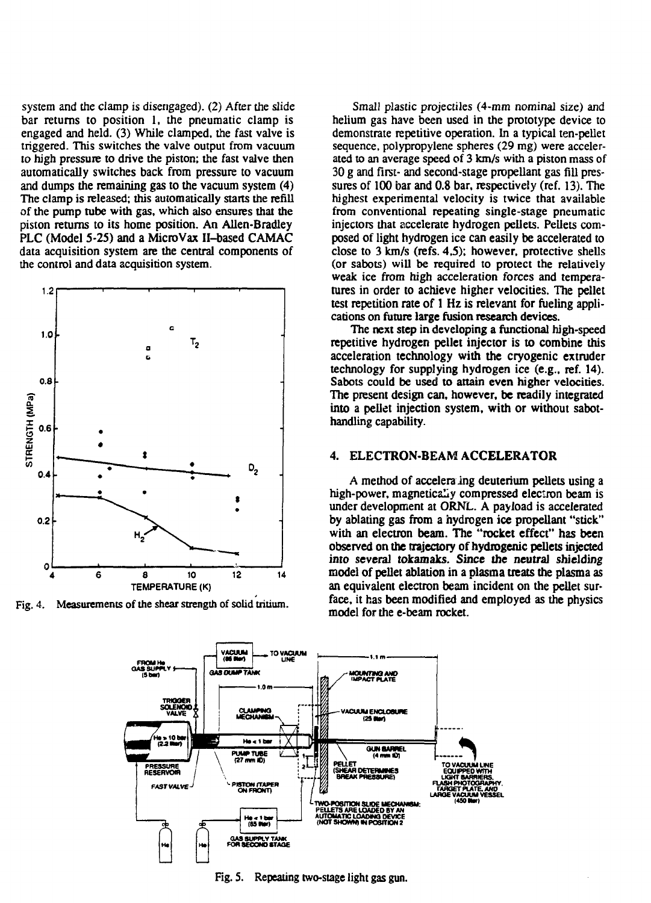system and the clamp is disengaged). (2) After the slide bar returns to position 1, the pneumatic clamp is engaged and held. (3) While clamped, the fast valve is triggered. This switches the valve output from vacuum to high pressure to drive the piston; the fast valve then automatically switches back from pressure to vacuum and dumps the remaining gas to the vacuum system (4) The clamp is released; this automatically starts the refill of the pump tube with gas, which also ensures that the piston returns to its home position. An Allen-Bradley PLC (Model 5-25) and a MicroVax II–based CAMAC data acquisition system are the central components of the control and data acquisition system.

Fig. 4. Measurements of the shear strength of solid tritium.

Small plastic projectiles (4-mm nominal size) and helium gas have been used in the prototype device to demonstrate repetitive operation. In a typical ten-pellet sequence, polypropylene spheres (29 mg) were accelerated to an average speed of 3 km/s with a piston mass of 30 g and first- and second-stage propellant gas fill pressures of 100 bar and 0.8 bar, respectively (ref. 13). The highest experimental velocity is twice that available from conventional repeating single-stage pneumatic injectors that accelerate hydrogen pellets. Pellets composed of light hydrogen ice can easily be accelerated to close to 3 km/s (refs. 4,5); however, protective shells (or sabots) will be required to protect the relatively weak ice from high acceleration forces and temperatures in order to achieve higher velocities. The pellet test repetition rate of 1 Hz is relevant for fueling applications on future large fusion research devices.

The next step in developing a functional high-speed repetitive hydrogen pellet injector is to combine this acceleration technology with the cryogenic extruder technology for supplying hydrogen ice (e.g., ref. 14). Sabots could be used to attain even higher velocities. The present design can, however, be readily integrated into a pellet injection system, with or without sabot-handling capability.

## 4. ELECTRON-BEAM ACCELERATOR

A method of accelerating deuterium pellets using a high-power, magnetically compressed electron beam is under development at ORNL. A payload is accelerated by ablating gas from a hydrogen ice propellant "stick" with an electron beam. The "rocket effect" has been observed on the trajectory of hydrogenic pellets injected into several tokamaks. Since the neutral shielding model of pellet ablation in a plasma treats the plasma as an equivalent electron beam incident on the pellet surface, it has been modified and employed as the physics model for the e-beam rocket.

Fig. 5. Repeating two-stage light gas gun.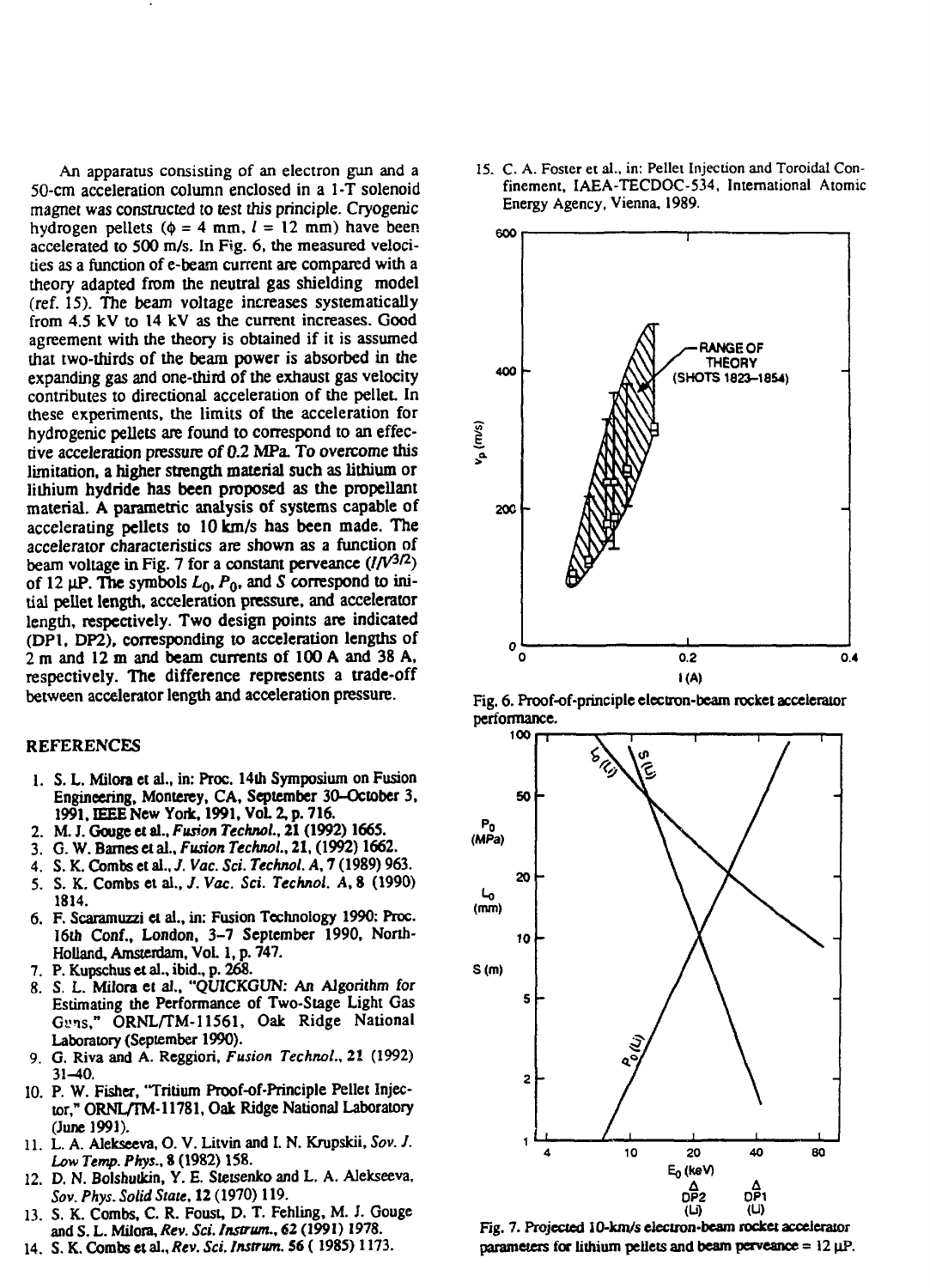An apparatus consisting of an electron gun and a 50-cm acceleration column enclosed in a 1-T solenoid magnet was constructed to test this principle. Cryogenic hydrogen pellets ($\phi$ = 4 mm, $l$ = 12 mm) have been accelerated to 500 m/s. In Fig. 6, the measured velocities as a function of e-beam current are compared with a theory adapted from the neutral gas shielding model (ref. 15). The beam voltage increases systematically from 4.5 kV to 14 kV as the current increases. Good agreement with the theory is obtained if it is assumed that two-thirds of the beam power is absorbed in the expanding gas and one-third of the exhaust gas velocity contributes to directional acceleration of the pellet. In these experiments, the limits of the acceleration for hydrogenic pellets are found to correspond to an effective acceleration pressure of 0.2 MPa. To overcome this limitation, a higher strength material such as lithium or lithium hydride has been proposed as the propellant material. A parametric analysis of systems capable of accelerating pellets to 10 km/s has been made. The accelerator characteristics are shown as a function of beam voltage in Fig. 7 for a constant perveance ($I/V^{3/2}$) of 12 μP. The symbols $L_0$, $P_0$, and $S$ correspond to initial pellet length, acceleration pressure, and accelerator length, respectively. Two design points are indicated (DP1, DP2), corresponding to acceleration lengths of 2 m and 12 m and beam currents of 100 A and 38 A, respectively. The difference represents a trade-off between accelerator length and acceleration pressure.

## REFERENCES

1. S. L. Milora et al., in: Proc. 14th Symposium on Fusion Engineering, Monterey, CA, September 30–October 3, 1991, IEEE New York, 1991, Vol. 2, p. 716.
2. M. J. Gouge et al., *Fusion Technol.*, **21** (1992) 1665.
3. G. W. Barnes et al., *Fusion Technol.*, **21**, (1992) 1662.
4. S. K. Combs et al., *J. Vac. Sci. Technol. A*, **7** (1989) 963.
5. S. K. Combs et al., *J. Vac. Sci. Technol. A*, **8** (1990) 1814.
6. F. Scaramuzzi et al., in: Fusion Technology 1990: Proc. 16th Conf., London, 3–7 September 1990, North-Holland, Amsterdam, Vol. 1, p. 747.
7. P. Kupschus et al., ibid., p. 268.
8. S. L. Milora et al., "QUICKGUN: An Algorithm for Estimating the Performance of Two-Stage Light Gas Guns," ORNL/TM-11561, Oak Ridge National Laboratory (September 1990).
9. G. Riva and A. Reggiori, *Fusion Technol.*, **21** (1992) 31–40.
10. P. W. Fisher, "Tritium Proof-of-Principle Pellet Injector," ORNL/TM-11781, Oak Ridge National Laboratory (June 1991).
11. L. A. Alekseeva, O. V. Litvin and I. N. Krupskii, *Sov. J. Low Temp. Phys.*, **8** (1982) 158.
12. D. N. Bolshutkin, Y. E. Stetsenko and L. A. Alekseeva, *Sov. Phys. Solid State*, **12** (1970) 119.
13. S. K. Combs, C. R. Foust, D. T. Fehling, M. J. Gouge and S. L. Milora, *Rev. Sci. Instrum.*, **62** (1991) 1978.
14. S. K. Combs et al., *Rev. Sci. Instrum.* **56** ( 1985) 1173.
15. C. A. Foster et al., in: Pellet Injection and Toroidal Confinement, IAEA-TECDOC-534, International Atomic Energy Agency, Vienna, 1989.

600
400
200
0
$v_p$ (m/s)
RANGE OF THEORY (SHOTS 1823–1854)
0
0.2
0.4
I (A)

Fig. 6. Proof-of-principle electron-beam rocket accelerator performance.

100
50
20
10
5
2
1
$P_0$ (MPa)
$L_0$ (mm)
S (m)
$L_0$(Li)
S(Li)
$P_0$(Li)
4
10
20
40
80
$E_0$ (keV)
Δ DP2 (Li)
Δ DP1 (Li)

Fig. 7. Projected 10-km/s electron-beam rocket accelerator parameters for lithium pellets and beam perveance = 12 μP.